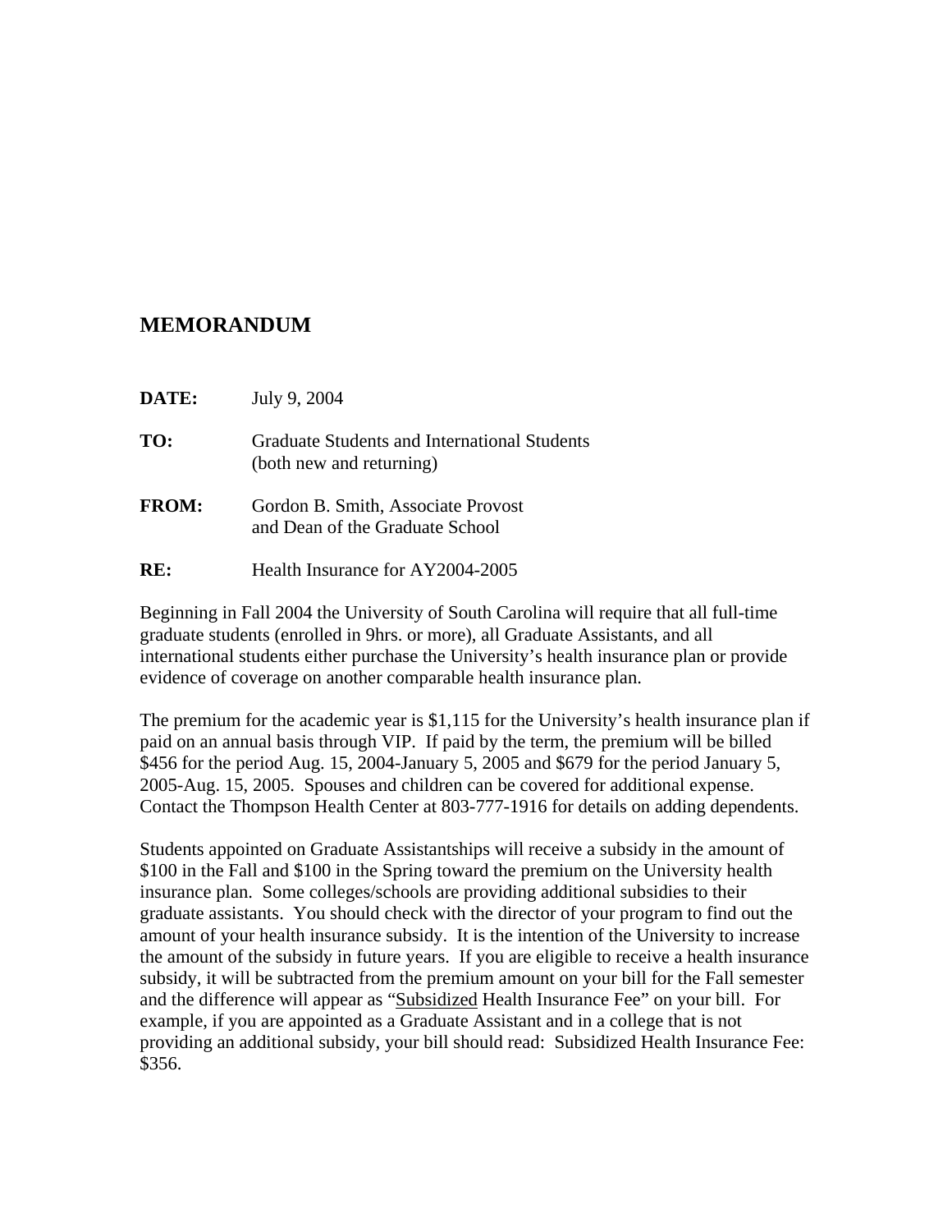# MEMORANDUM

**DATE:** July 9, 2004

**TO:** Graduate Students and International Students (both new and returning)

**FROM:** Gordon B. Smith, Associate Provost and Dean of the Graduate School

**RE:** Health Insurance for AY2004-2005

Beginning in Fall 2004 the University of South Carolina will require that all full-time graduate students (enrolled in 9hrs. or more), all Graduate Assistants, and all international students either purchase the University's health insurance plan or provide evidence of coverage on another comparable health insurance plan.

The premium for the academic year is $1,115 for the University's health insurance plan if paid on an annual basis through VIP. If paid by the term, the premium will be billed $456 for the period Aug. 15, 2004-January 5, 2005 and $679 for the period January 5, 2005-Aug. 15, 2005. Spouses and children can be covered for additional expense. Contact the Thompson Health Center at 803-777-1916 for details on adding dependents.

Students appointed on Graduate Assistantships will receive a subsidy in the amount of $100 in the Fall and $100 in the Spring toward the premium on the University health insurance plan. Some colleges/schools are providing additional subsidies to their graduate assistants. You should check with the director of your program to find out the amount of your health insurance subsidy. It is the intention of the University to increase the amount of the subsidy in future years. If you are eligible to receive a health insurance subsidy, it will be subtracted from the premium amount on your bill for the Fall semester and the difference will appear as "Subsidized Health Insurance Fee" on your bill. For example, if you are appointed as a Graduate Assistant and in a college that is not providing an additional subsidy, your bill should read: Subsidized Health Insurance Fee: $356.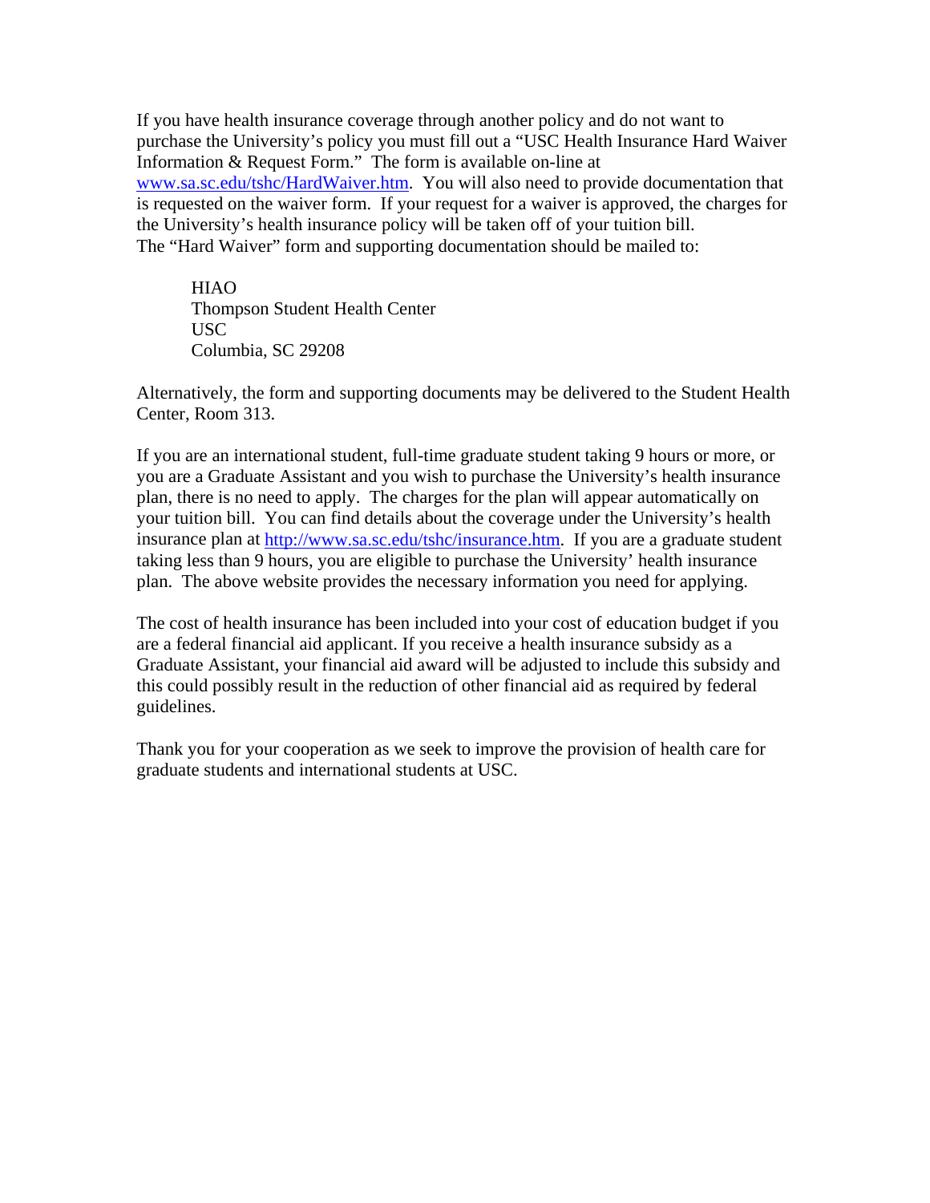If you have health insurance coverage through another policy and do not want to purchase the University's policy you must fill out a "USC Health Insurance Hard Waiver Information & Request Form." The form is available on-line at [www.sa.sc.edu/tshc/HardWaiver.htm](www.sa.sc.edu/tshc/HardWaiver.htm). You will also need to provide documentation that is requested on the waiver form. If your request for a waiver is approved, the charges for the University's health insurance policy will be taken off of your tuition bill. The "Hard Waiver" form and supporting documentation should be mailed to:

> HIAO
> Thompson Student Health Center
> USC
> Columbia, SC 29208

Alternatively, the form and supporting documents may be delivered to the Student Health Center, Room 313.

If you are an international student, full-time graduate student taking 9 hours or more, or you are a Graduate Assistant and you wish to purchase the University's health insurance plan, there is no need to apply. The charges for the plan will appear automatically on your tuition bill. You can find details about the coverage under the University's health insurance plan at [http://www.sa.sc.edu/tshc/insurance.htm](http://www.sa.sc.edu/tshc/insurance.htm). If you are a graduate student taking less than 9 hours, you are eligible to purchase the University' health insurance plan. The above website provides the necessary information you need for applying.

The cost of health insurance has been included into your cost of education budget if you are a federal financial aid applicant. If you receive a health insurance subsidy as a Graduate Assistant, your financial aid award will be adjusted to include this subsidy and this could possibly result in the reduction of other financial aid as required by federal guidelines.

Thank you for your cooperation as we seek to improve the provision of health care for graduate students and international students at USC.